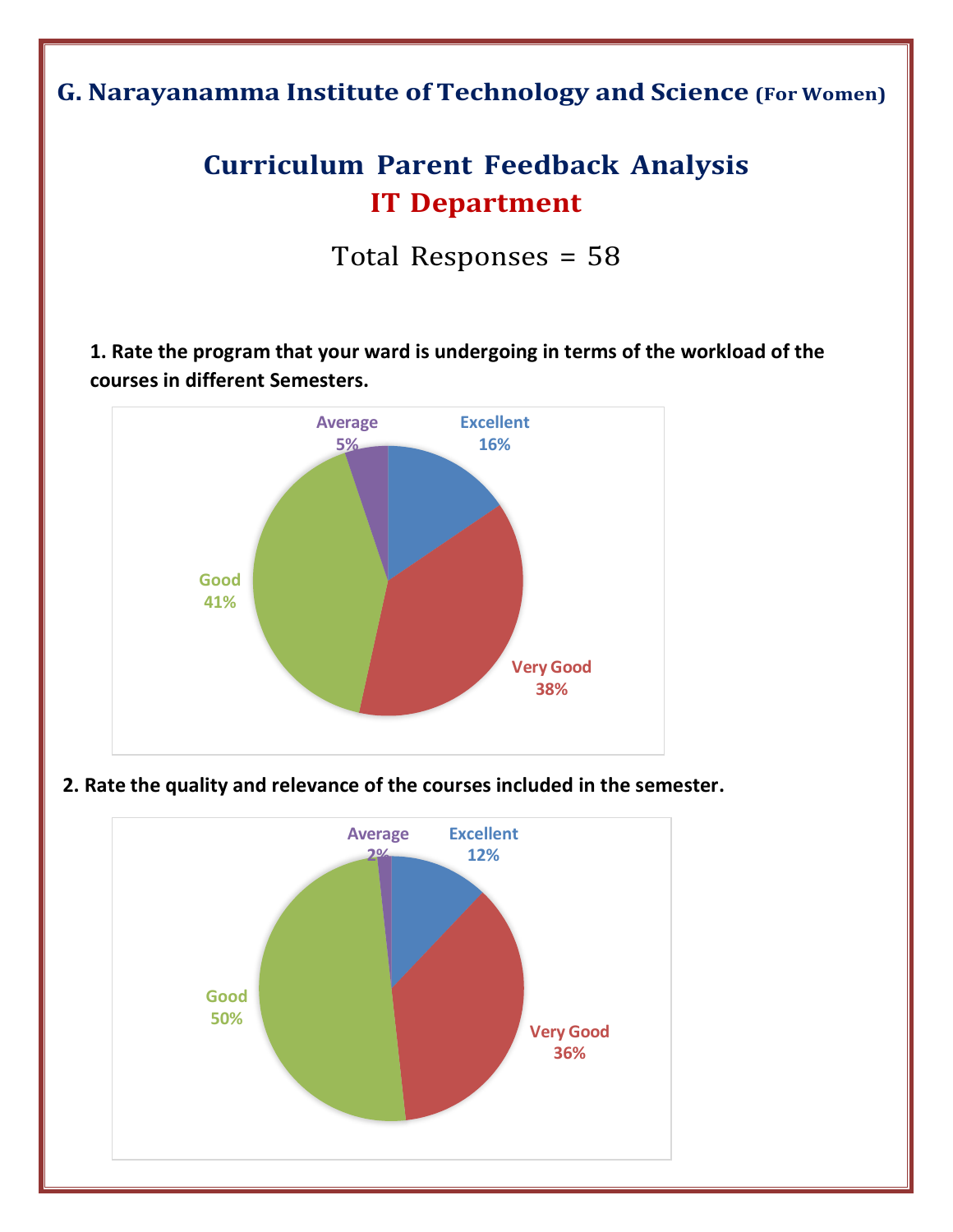# G. Narayanamma Institute of Technology and Science (For Women)

## Curriculum Parent Feedback Analysis

## IT Department

Total Responses = 58

**1. Rate the program that your ward is undergoing in terms of the workload of the courses in different Semesters.**

Excellent 16%

Very Good 38%

Good 41%

Average 5%

**2. Rate the quality and relevance of the courses included in the semester.**

Excellent 12%

Very Good 36%

Good 50%

Average 2%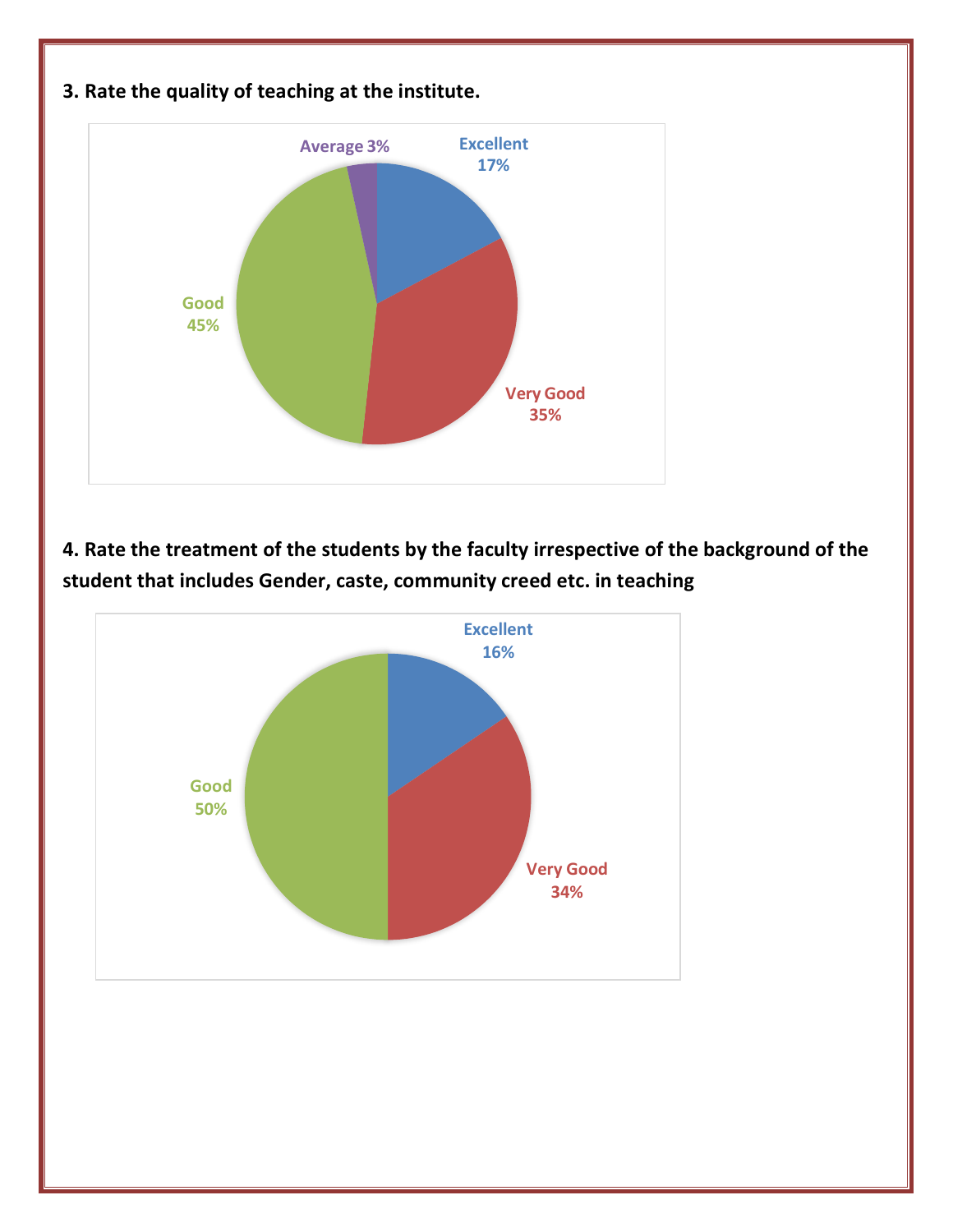**3. Rate the quality of teaching at the institute.**

Average 3%

Excellent 17%

Good 45%

Very Good 35%

**4. Rate the treatment of the students by the faculty irrespective of the background of the student that includes Gender, caste, community creed etc. in teaching**

Excellent 16%

Good 50%

Very Good 34%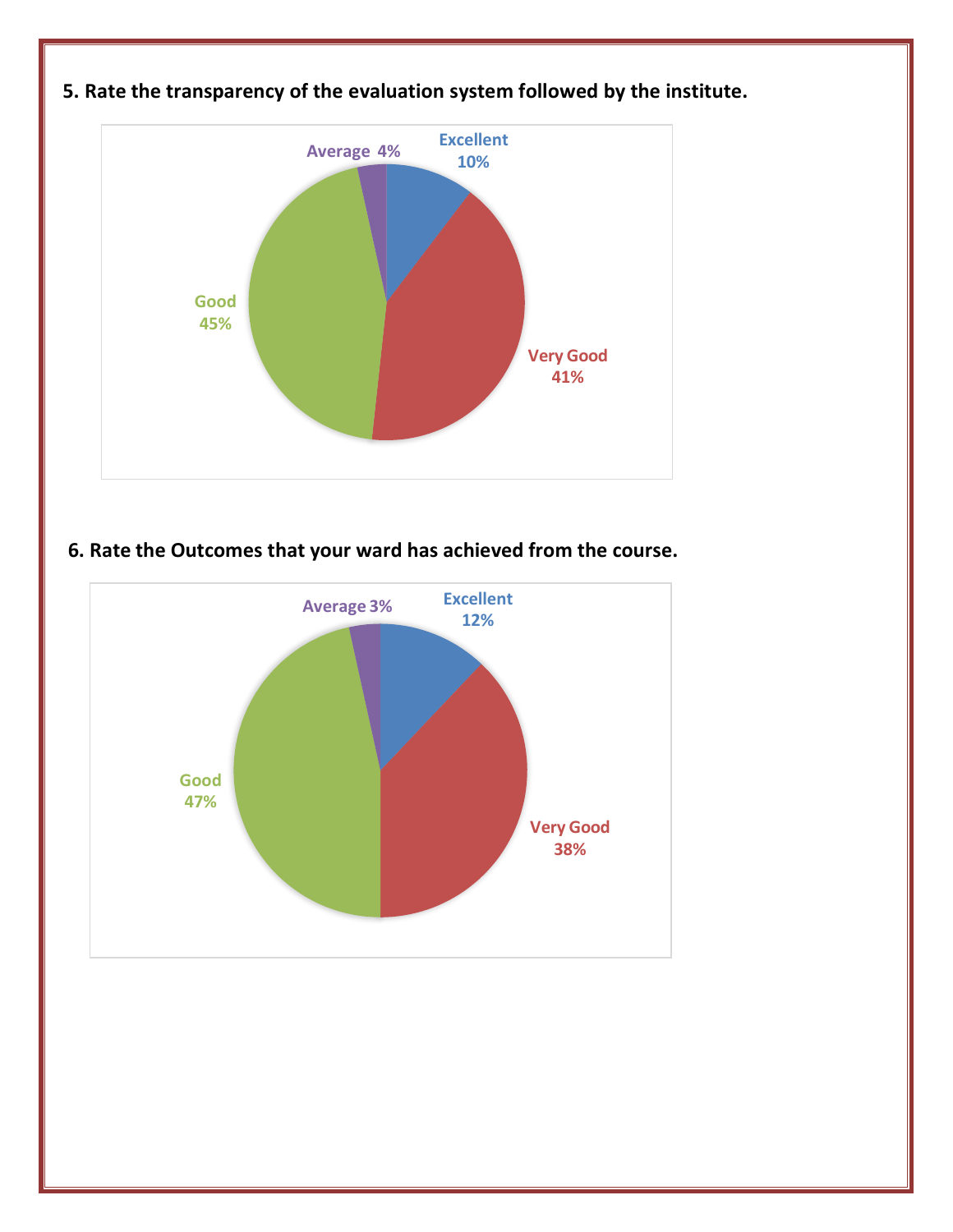**5. Rate the transparency of the evaluation system followed by the institute.**

Average 4%

Excellent 10%

Good 45%

Very Good 41%

**6. Rate the Outcomes that your ward has achieved from the course.**

Average 3%

Excellent 12%

Good 47%

Very Good 38%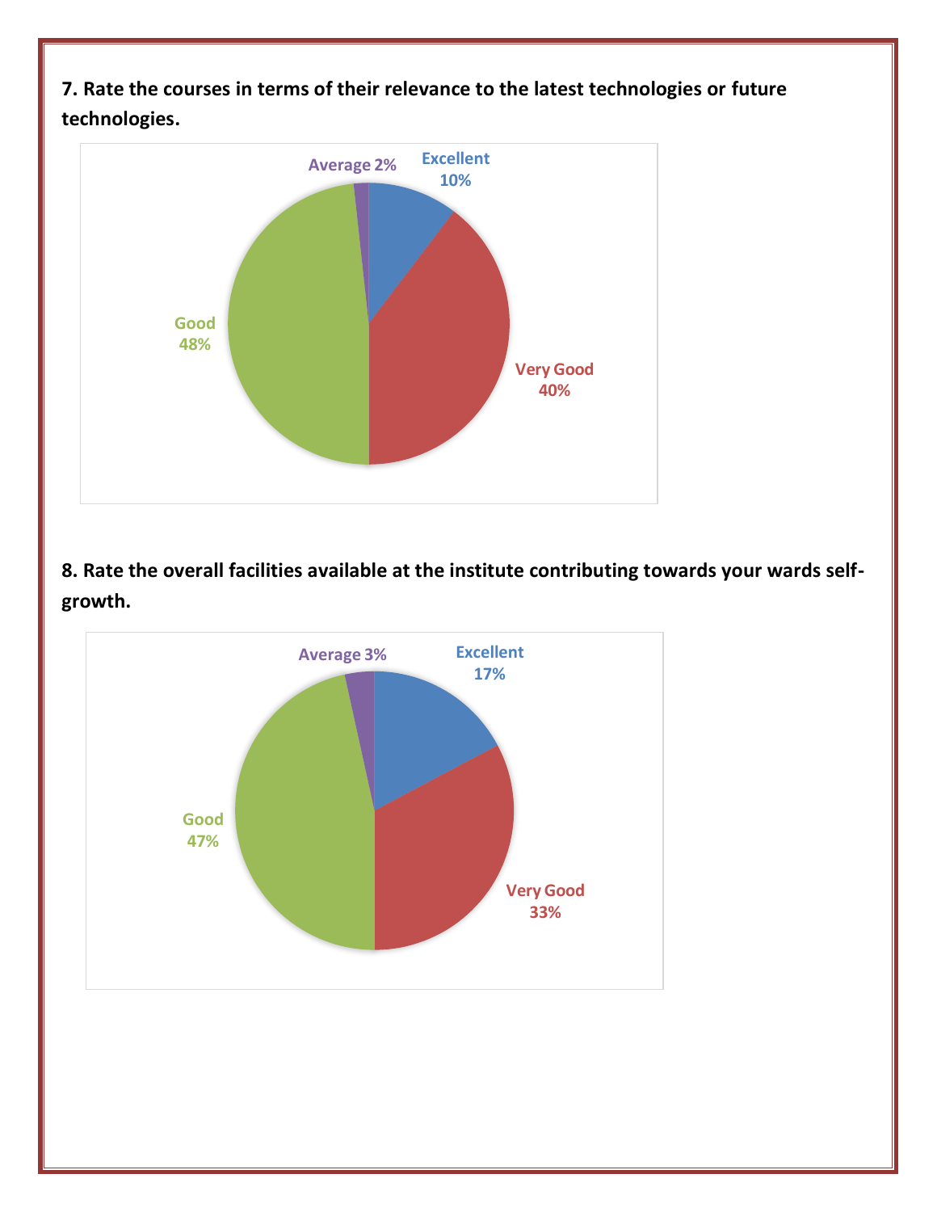**7. Rate the courses in terms of their relevance to the latest technologies or future technologies.**

Average 2%

Excellent 10%

Good 48%

Very Good 40%

**8. Rate the overall facilities available at the institute contributing towards your wards self-growth.**

Average 3%

Excellent 17%

Good 47%

Very Good 33%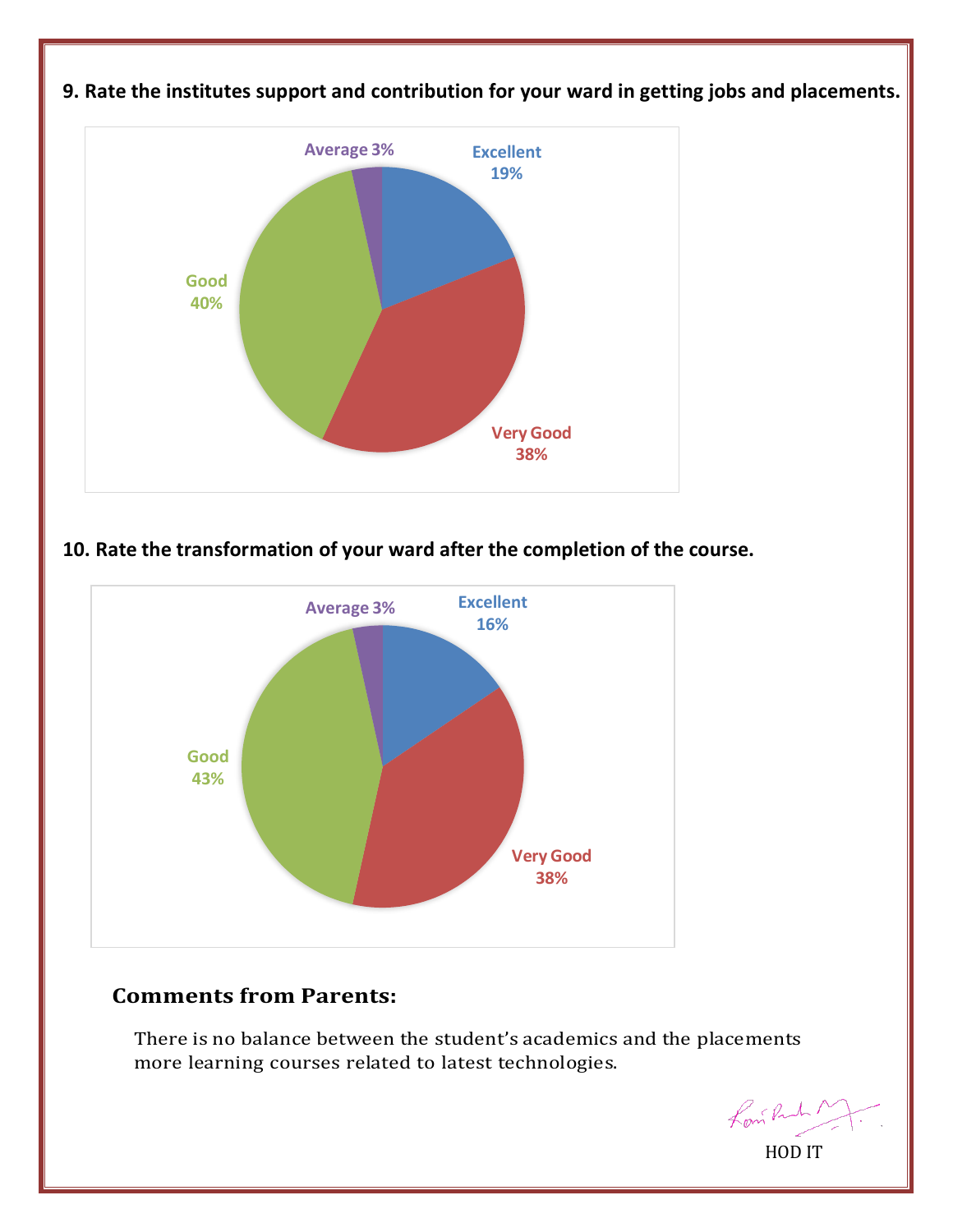**9. Rate the institutes support and contribution for your ward in getting jobs and placements.**

Average 3%

Excellent 19%

Good 40%

Very Good 38%

**10. Rate the transformation of your ward after the completion of the course.**

Average 3%

Excellent 16%

Good 43%

Very Good 38%

### Comments from Parents:

There is no balance between the student's academics and the placements more learning courses related to latest technologies.

HOD IT